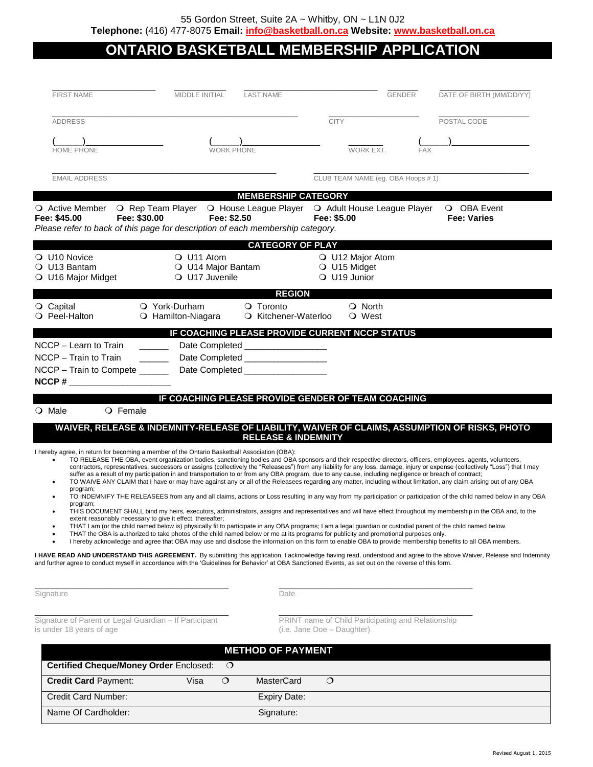55 Gordon Street, Suite 2A ~ Whitby, ON ~ L1N 0J2
**Telephone:** (416) 477-8075 **Email:** info@basketball.on.ca **Website:** www.basketball.on.ca

# ONTARIO BASKETBALL MEMBERSHIP APPLICATION

FIRST NAME ______ MIDDLE INITIAL ______ LAST NAME ______ GENDER ______ DATE OF BIRTH (MM/DD/YY) ______

ADDRESS ______ CITY ______ POSTAL CODE ______

HOME PHONE (____)______ WORK PHONE (____)______ WORK EXT. ______ FAX (____)______

EMAIL ADDRESS ______ CLUB TEAM NAME (eg. OBA Hoops # 1) ______

## MEMBERSHIP CATEGORY

- ❍ Active Member **Fee: $45.00**
- ❍ Rep Team Player **Fee: $30.00**
- ❍ House League Player **Fee: $2.50**
- ❍ Adult House League Player **Fee: $5.00**
- ❍ OBA Event **Fee: Varies**

*Please refer to back of this page for description of each membership category.*

## CATEGORY OF PLAY

- ❍ U10 Novice
- ❍ U11 Atom
- ❍ U12 Major Atom
- ❍ U13 Bantam
- ❍ U14 Major Bantam
- ❍ U15 Midget
- ❍ U16 Major Midget
- ❍ U17 Juvenile
- ❍ U19 Junior

## REGION

- ❍ Capital
- ❍ York-Durham
- ❍ Toronto
- ❍ North
- ❍ Peel-Halton
- ❍ Hamilton-Niagara
- ❍ Kitchener-Waterloo
- ❍ West

## IF COACHING PLEASE PROVIDE CURRENT NCCP STATUS

NCCP – Learn to Train ______ Date Completed ______

NCCP – Train to Train ______ Date Completed ______

NCCP – Train to Compete ______ Date Completed ______

**NCCP #** ______

## IF COACHING PLEASE PROVIDE GENDER OF TEAM COACHING

❍ Male ❍ Female

## WAIVER, RELEASE & INDEMNITY-RELEASE OF LIABILITY, WAIVER OF CLAIMS, ASSUMPTION OF RISKS, PHOTO RELEASE & INDEMNITY

I hereby agree, in return for becoming a member of the Ontario Basketball Association (OBA):

- TO RELEASE THE OBA, event organization bodies, sanctioning bodies and OBA sponsors and their respective directors, officers, employees, agents, volunteers, contractors, representatives, successors or assigns (collectively the "Releasees") from any liability for any loss, damage, injury or expense (collectively "Loss") that I may suffer as a result of my participation in and transportation to or from any OBA program, due to any cause, including negligence or breach of contract;
- TO WAIVE ANY CLAIM that I have or may have against any or all of the Releasees regarding any matter, including without limitation, any claim arising out of any OBA program;
- TO INDEMNIFY THE RELEASEES from any and all claims, actions or Loss resulting in any way from my participation or participation of the child named below in any OBA program;
- THIS DOCUMENT SHALL bind my heirs, executors, administrators, assigns and representatives and will have effect throughout my membership in the OBA and, to the extent reasonably necessary to give it effect, thereafter;
- THAT I am (or the child named below is) physically fit to participate in any OBA programs; I am a legal guardian or custodial parent of the child named below.
- THAT the OBA is authorized to take photos of the child named below or me at its programs for publicity and promotional purposes only.
- I hereby acknowledge and agree that OBA may use and disclose the information on this form to enable OBA to provide membership benefits to all OBA members.

**I HAVE READ AND UNDERSTAND THIS AGREEMENT.** By submitting this application, I acknowledge having read, understood and agree to the above Waiver, Release and Indemnity and further agree to conduct myself in accordance with the 'Guidelines for Behavior' at OBA Sanctioned Events, as set out on the reverse of this form.

Signature ______ Date ______

Signature of Parent or Legal Guardian – If Participant is under 18 years of age ______

PRINT name of Child Participating and Relationship (i.e. Jane Doe – Daughter) ______

## METHOD OF PAYMENT

| | | | | |
|---|---|---|---|---|
| **Certified Cheque/Money Order** Enclosed: ❍ | | | | |
| **Credit Card** Payment: | Visa ❍ | | MasterCard ❍ | |
| Credit Card Number: | | | Expiry Date: | |
| Name Of Cardholder: | | | Signature: | |

Revised August 1, 2015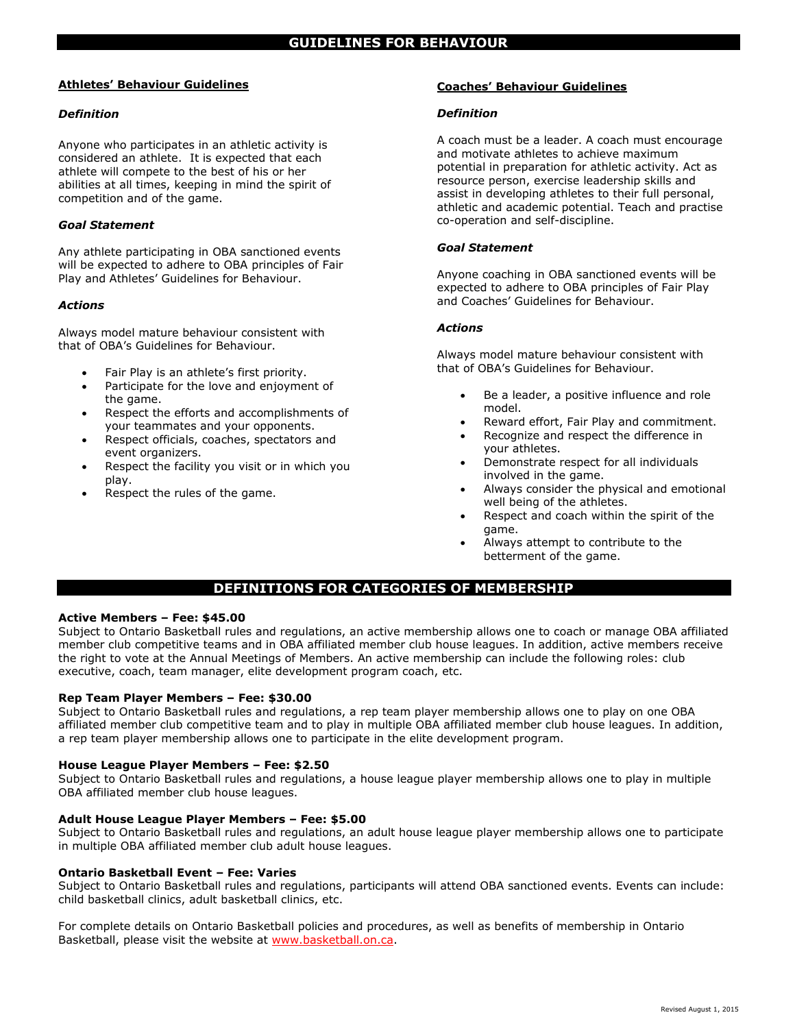## GUIDELINES FOR BEHAVIOUR

### Athletes' Behaviour Guidelines

***Definition***

Anyone who participates in an athletic activity is considered an athlete. It is expected that each athlete will compete to the best of his or her abilities at all times, keeping in mind the spirit of competition and of the game.

***Goal Statement***

Any athlete participating in OBA sanctioned events will be expected to adhere to OBA principles of Fair Play and Athletes' Guidelines for Behaviour.

***Actions***

Always model mature behaviour consistent with that of OBA's Guidelines for Behaviour.

- Fair Play is an athlete's first priority.
- Participate for the love and enjoyment of the game.
- Respect the efforts and accomplishments of your teammates and your opponents.
- Respect officials, coaches, spectators and event organizers.
- Respect the facility you visit or in which you play.
- Respect the rules of the game.

### Coaches' Behaviour Guidelines

***Definition***

A coach must be a leader. A coach must encourage and motivate athletes to achieve maximum potential in preparation for athletic activity. Act as resource person, exercise leadership skills and assist in developing athletes to their full personal, athletic and academic potential. Teach and practise co-operation and self-discipline.

***Goal Statement***

Anyone coaching in OBA sanctioned events will be expected to adhere to OBA principles of Fair Play and Coaches' Guidelines for Behaviour.

***Actions***

Always model mature behaviour consistent with that of OBA's Guidelines for Behaviour.

- Be a leader, a positive influence and role model.
- Reward effort, Fair Play and commitment.
- Recognize and respect the difference in your athletes.
- Demonstrate respect for all individuals involved in the game.
- Always consider the physical and emotional well being of the athletes.
- Respect and coach within the spirit of the game.
- Always attempt to contribute to the betterment of the game.

## DEFINITIONS FOR CATEGORIES OF MEMBERSHIP

**Active Members – Fee: $45.00**
Subject to Ontario Basketball rules and regulations, an active membership allows one to coach or manage OBA affiliated member club competitive teams and in OBA affiliated member club house leagues. In addition, active members receive the right to vote at the Annual Meetings of Members. An active membership can include the following roles: club executive, coach, team manager, elite development program coach, etc.

**Rep Team Player Members – Fee: $30.00**
Subject to Ontario Basketball rules and regulations, a rep team player membership allows one to play on one OBA affiliated member club competitive team and to play in multiple OBA affiliated member club house leagues. In addition, a rep team player membership allows one to participate in the elite development program.

**House League Player Members – Fee: $2.50**
Subject to Ontario Basketball rules and regulations, a house league player membership allows one to play in multiple OBA affiliated member club house leagues.

**Adult House League Player Members – Fee: $5.00**
Subject to Ontario Basketball rules and regulations, an adult house league player membership allows one to participate in multiple OBA affiliated member club adult house leagues.

**Ontario Basketball Event – Fee: Varies**
Subject to Ontario Basketball rules and regulations, participants will attend OBA sanctioned events. Events can include: child basketball clinics, adult basketball clinics, etc.

For complete details on Ontario Basketball policies and procedures, as well as benefits of membership in Ontario Basketball, please visit the website at www.basketball.on.ca.

Revised August 1, 2015